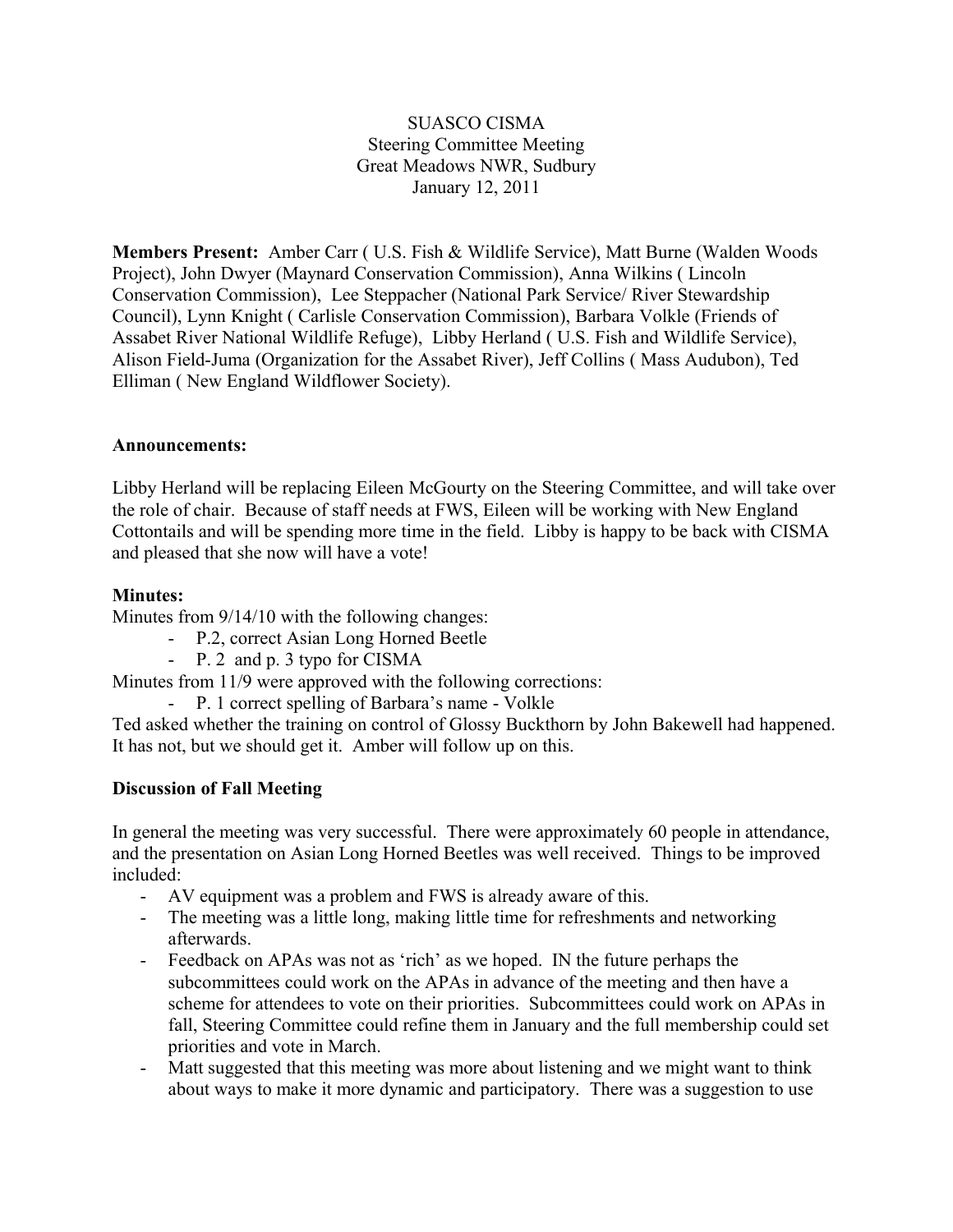SUASCO CISMA
Steering Committee Meeting
Great Meadows NWR, Sudbury
January 12, 2011

**Members Present:** Amber Carr ( U.S. Fish & Wildlife Service), Matt Burne (Walden Woods Project), John Dwyer (Maynard Conservation Commission), Anna Wilkins ( Lincoln Conservation Commission), Lee Steppacher (National Park Service/ River Stewardship Council), Lynn Knight ( Carlisle Conservation Commission), Barbara Volkle (Friends of Assabet River National Wildlife Refuge), Libby Herland ( U.S. Fish and Wildlife Service), Alison Field-Juma (Organization for the Assabet River), Jeff Collins ( Mass Audubon), Ted Elliman ( New England Wildflower Society).

**Announcements:**

Libby Herland will be replacing Eileen McGourty on the Steering Committee, and will take over the role of chair. Because of staff needs at FWS, Eileen will be working with New England Cottontails and will be spending more time in the field. Libby is happy to be back with CISMA and pleased that she now will have a vote!

**Minutes:**

Minutes from 9/14/10 with the following changes:

- P.2, correct Asian Long Horned Beetle
- P. 2 and p. 3 typo for CISMA

Minutes from 11/9 were approved with the following corrections:

- P. 1 correct spelling of Barbara's name - Volkle

Ted asked whether the training on control of Glossy Buckthorn by John Bakewell had happened. It has not, but we should get it. Amber will follow up on this.

**Discussion of Fall Meeting**

In general the meeting was very successful. There were approximately 60 people in attendance, and the presentation on Asian Long Horned Beetles was well received. Things to be improved included:

- AV equipment was a problem and FWS is already aware of this.
- The meeting was a little long, making little time for refreshments and networking afterwards.
- Feedback on APAs was not as 'rich' as we hoped. IN the future perhaps the subcommittees could work on the APAs in advance of the meeting and then have a scheme for attendees to vote on their priorities. Subcommittees could work on APAs in fall, Steering Committee could refine them in January and the full membership could set priorities and vote in March.
- Matt suggested that this meeting was more about listening and we might want to think about ways to make it more dynamic and participatory. There was a suggestion to use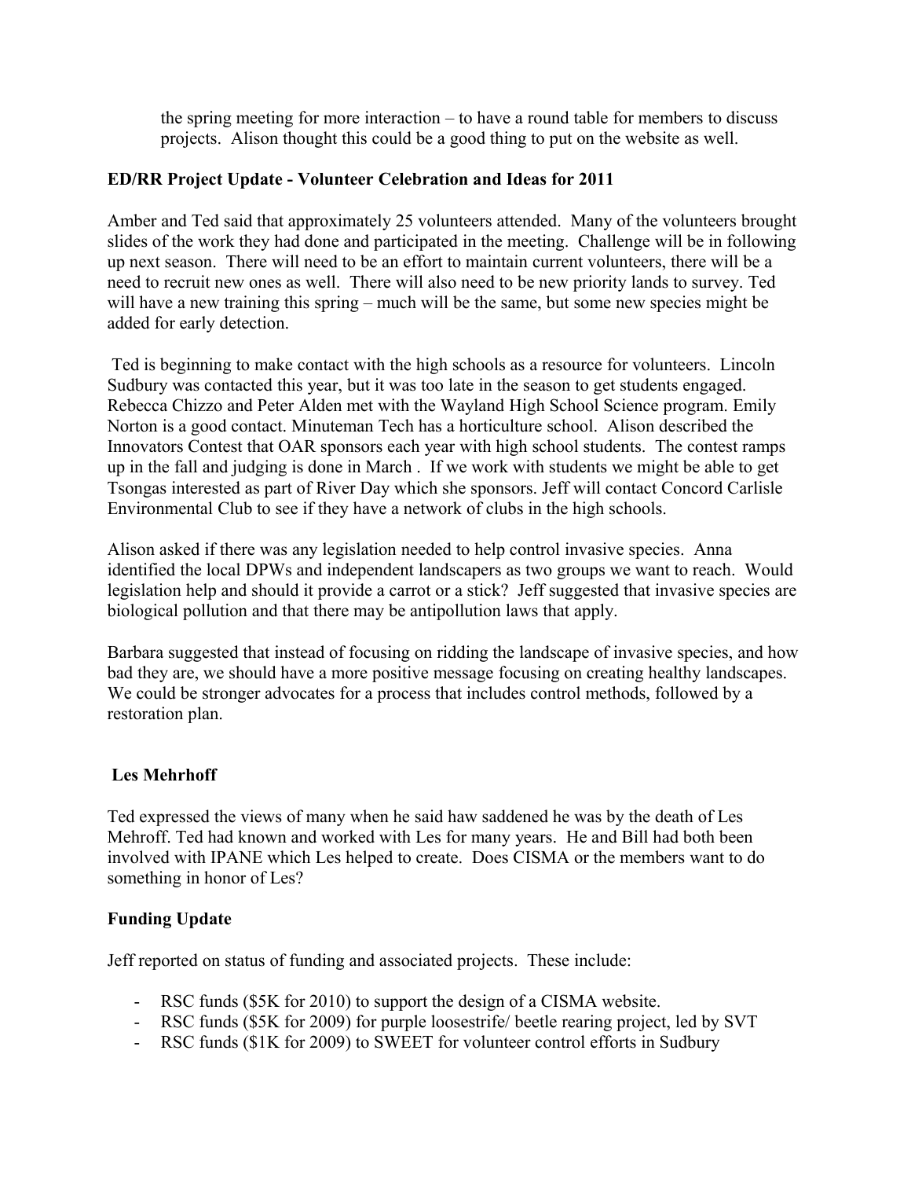the spring meeting for more interaction – to have a round table for members to discuss projects. Alison thought this could be a good thing to put on the website as well.

**ED/RR Project Update - Volunteer Celebration and Ideas for 2011**

Amber and Ted said that approximately 25 volunteers attended. Many of the volunteers brought slides of the work they had done and participated in the meeting. Challenge will be in following up next season. There will need to be an effort to maintain current volunteers, there will be a need to recruit new ones as well. There will also need to be new priority lands to survey. Ted will have a new training this spring – much will be the same, but some new species might be added for early detection.

Ted is beginning to make contact with the high schools as a resource for volunteers. Lincoln Sudbury was contacted this year, but it was too late in the season to get students engaged. Rebecca Chizzo and Peter Alden met with the Wayland High School Science program. Emily Norton is a good contact. Minuteman Tech has a horticulture school. Alison described the Innovators Contest that OAR sponsors each year with high school students. The contest ramps up in the fall and judging is done in March . If we work with students we might be able to get Tsongas interested as part of River Day which she sponsors. Jeff will contact Concord Carlisle Environmental Club to see if they have a network of clubs in the high schools.

Alison asked if there was any legislation needed to help control invasive species. Anna identified the local DPWs and independent landscapers as two groups we want to reach. Would legislation help and should it provide a carrot or a stick? Jeff suggested that invasive species are biological pollution and that there may be antipollution laws that apply.

Barbara suggested that instead of focusing on ridding the landscape of invasive species, and how bad they are, we should have a more positive message focusing on creating healthy landscapes. We could be stronger advocates for a process that includes control methods, followed by a restoration plan.

**Les Mehrhoff**

Ted expressed the views of many when he said haw saddened he was by the death of Les Mehroff. Ted had known and worked with Les for many years. He and Bill had both been involved with IPANE which Les helped to create. Does CISMA or the members want to do something in honor of Les?

**Funding Update**

Jeff reported on status of funding and associated projects. These include:

- RSC funds ($5K for 2010) to support the design of a CISMA website.
- RSC funds ($5K for 2009) for purple loosestrife/ beetle rearing project, led by SVT
- RSC funds ($1K for 2009) to SWEET for volunteer control efforts in Sudbury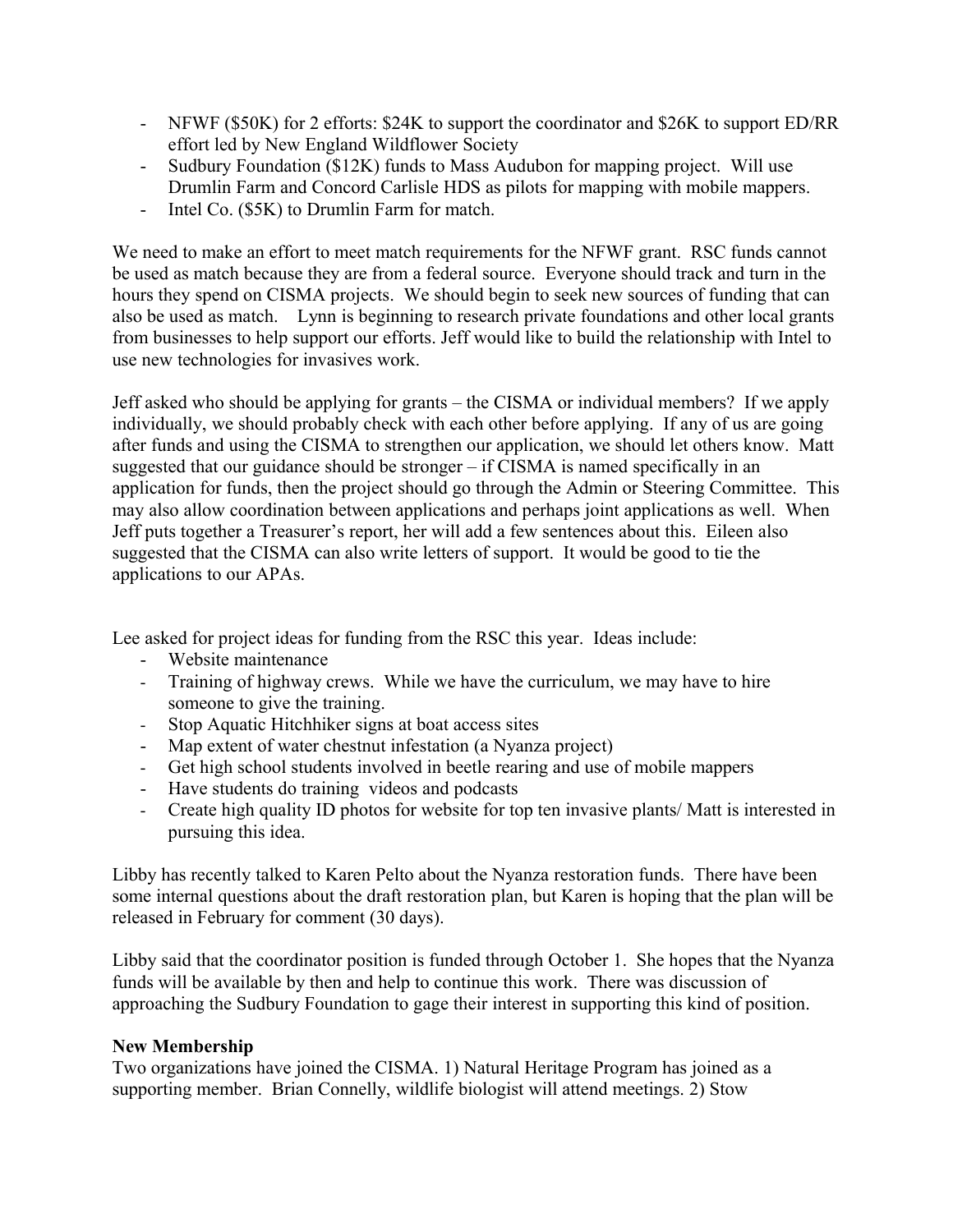- NFWF ($50K) for 2 efforts: $24K to support the coordinator and $26K to support ED/RR effort led by New England Wildflower Society
- Sudbury Foundation ($12K) funds to Mass Audubon for mapping project. Will use Drumlin Farm and Concord Carlisle HDS as pilots for mapping with mobile mappers.
- Intel Co. ($5K) to Drumlin Farm for match.

We need to make an effort to meet match requirements for the NFWF grant. RSC funds cannot be used as match because they are from a federal source. Everyone should track and turn in the hours they spend on CISMA projects. We should begin to seek new sources of funding that can also be used as match. Lynn is beginning to research private foundations and other local grants from businesses to help support our efforts. Jeff would like to build the relationship with Intel to use new technologies for invasives work.

Jeff asked who should be applying for grants – the CISMA or individual members? If we apply individually, we should probably check with each other before applying. If any of us are going after funds and using the CISMA to strengthen our application, we should let others know. Matt suggested that our guidance should be stronger – if CISMA is named specifically in an application for funds, then the project should go through the Admin or Steering Committee. This may also allow coordination between applications and perhaps joint applications as well. When Jeff puts together a Treasurer's report, her will add a few sentences about this. Eileen also suggested that the CISMA can also write letters of support. It would be good to tie the applications to our APAs.

Lee asked for project ideas for funding from the RSC this year. Ideas include:

- Website maintenance
- Training of highway crews. While we have the curriculum, we may have to hire someone to give the training.
- Stop Aquatic Hitchhiker signs at boat access sites
- Map extent of water chestnut infestation (a Nyanza project)
- Get high school students involved in beetle rearing and use of mobile mappers
- Have students do training videos and podcasts
- Create high quality ID photos for website for top ten invasive plants/ Matt is interested in pursuing this idea.

Libby has recently talked to Karen Pelto about the Nyanza restoration funds. There have been some internal questions about the draft restoration plan, but Karen is hoping that the plan will be released in February for comment (30 days).

Libby said that the coordinator position is funded through October 1. She hopes that the Nyanza funds will be available by then and help to continue this work. There was discussion of approaching the Sudbury Foundation to gage their interest in supporting this kind of position.

**New Membership**

Two organizations have joined the CISMA. 1) Natural Heritage Program has joined as a supporting member. Brian Connelly, wildlife biologist will attend meetings. 2) Stow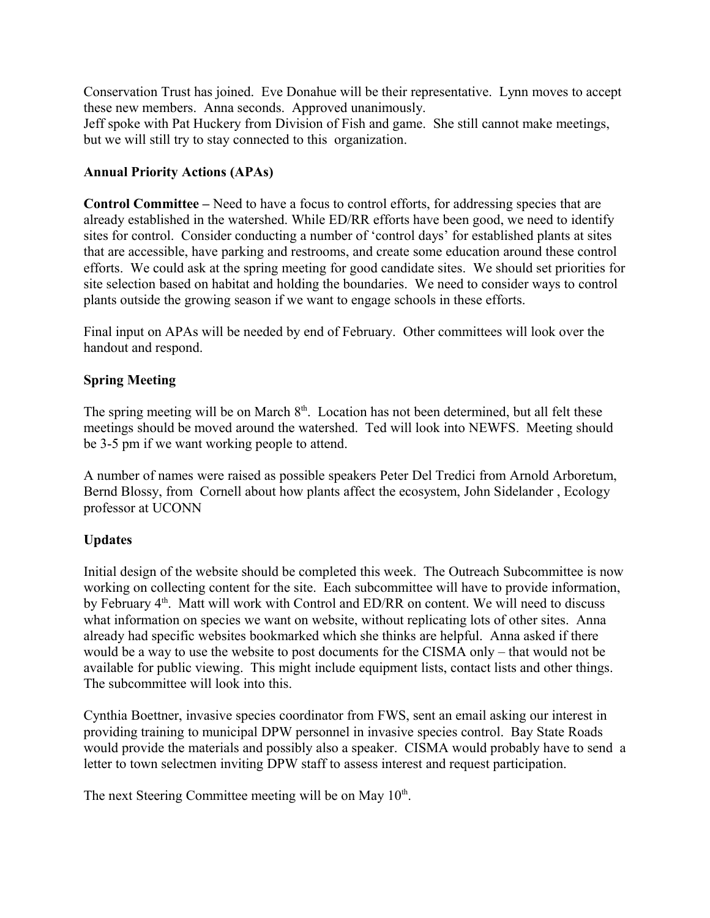Conservation Trust has joined. Eve Donahue will be their representative. Lynn moves to accept these new members. Anna seconds. Approved unanimously.
Jeff spoke with Pat Huckery from Division of Fish and game. She still cannot make meetings, but we will still try to stay connected to this organization.

**Annual Priority Actions (APAs)**

**Control Committee –** Need to have a focus to control efforts, for addressing species that are already established in the watershed. While ED/RR efforts have been good, we need to identify sites for control. Consider conducting a number of 'control days' for established plants at sites that are accessible, have parking and restrooms, and create some education around these control efforts. We could ask at the spring meeting for good candidate sites. We should set priorities for site selection based on habitat and holding the boundaries. We need to consider ways to control plants outside the growing season if we want to engage schools in these efforts.

Final input on APAs will be needed by end of February. Other committees will look over the handout and respond.

**Spring Meeting**

The spring meeting will be on March 8th. Location has not been determined, but all felt these meetings should be moved around the watershed. Ted will look into NEWFS. Meeting should be 3-5 pm if we want working people to attend.

A number of names were raised as possible speakers Peter Del Tredici from Arnold Arboretum, Bernd Blossy, from Cornell about how plants affect the ecosystem, John Sidelander , Ecology professor at UCONN

**Updates**

Initial design of the website should be completed this week. The Outreach Subcommittee is now working on collecting content for the site. Each subcommittee will have to provide information, by February 4th. Matt will work with Control and ED/RR on content. We will need to discuss what information on species we want on website, without replicating lots of other sites. Anna already had specific websites bookmarked which she thinks are helpful. Anna asked if there would be a way to use the website to post documents for the CISMA only – that would not be available for public viewing. This might include equipment lists, contact lists and other things. The subcommittee will look into this.

Cynthia Boettner, invasive species coordinator from FWS, sent an email asking our interest in providing training to municipal DPW personnel in invasive species control. Bay State Roads would provide the materials and possibly also a speaker. CISMA would probably have to send a letter to town selectmen inviting DPW staff to assess interest and request participation.

The next Steering Committee meeting will be on May 10th.